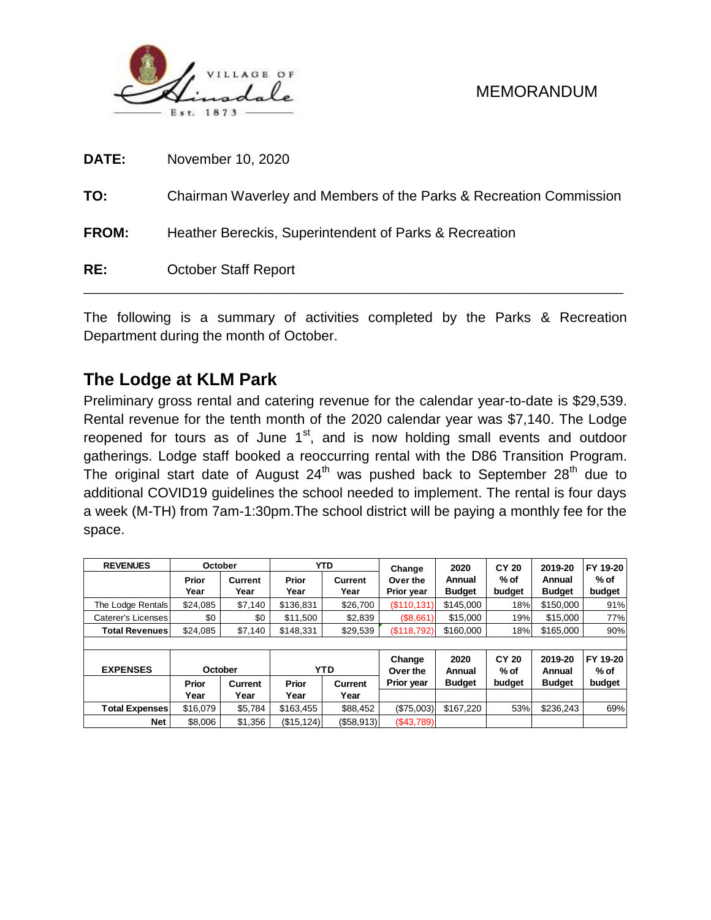VILLAGE OF Hinsdale Est. 1873

MEMORANDUM

**DATE:** November 10, 2020

**TO:** Chairman Waverley and Members of the Parks & Recreation Commission

**FROM:** Heather Bereckis, Superintendent of Parks & Recreation

**RE:** October Staff Report

---

The following is a summary of activities completed by the Parks & Recreation Department during the month of October.

## The Lodge at KLM Park

Preliminary gross rental and catering revenue for the calendar year-to-date is $29,539. Rental revenue for the tenth month of the 2020 calendar year was $7,140. The Lodge reopened for tours as of June 1st, and is now holding small events and outdoor gatherings. Lodge staff booked a reoccurring rental with the D86 Transition Program. The original start date of August 24th was pushed back to September 28th due to additional COVID19 guidelines the school needed to implement. The rental is four days a week (M-TH) from 7am-1:30pm.The school district will be paying a monthly fee for the space.

| REVENUES | October | | YTD | | Change Over the Prior year | 2020 Annual Budget | CY 20 % of budget | 2019-20 Annual Budget | FY 19-20 % of budget |
|---|---|---|---|---|---|---|---|---|---|
| | Prior Year | Current Year | Prior Year | Current Year | | | | | |
| The Lodge Rentals | $24,085 | $7,140 | $136,831 | $26,700 | ($110,131) | $145,000 | 18% | $150,000 | 91% |
| Caterer's Licenses | $0 | $0 | $11,500 | $2,839 | ($8,661) | $15,000 | 19% | $15,000 | 77% |
| **Total Revenues** | $24,085 | $7,140 | $148,331 | $29,539 | ($118,792) | $160,000 | 18% | $165,000 | 90% |
| | | | | | | | | | |
| **EXPENSES** | **October** | | **YTD** | | **Change Over the Prior year** | **2020 Annual Budget** | **CY 20 % of budget** | **2019-20 Annual Budget** | **FY 19-20 % of budget** |
| | Prior Year | Current Year | Prior Year | Current Year | | | | | |
| **Total Expenses** | $16,079 | $5,784 | $163,455 | $88,452 | ($75,003) | $167,220 | 53% | $236,243 | 69% |
| **Net** | $8,006 | $1,356 | ($15,124) | ($58,913) | ($43,789) | | | | |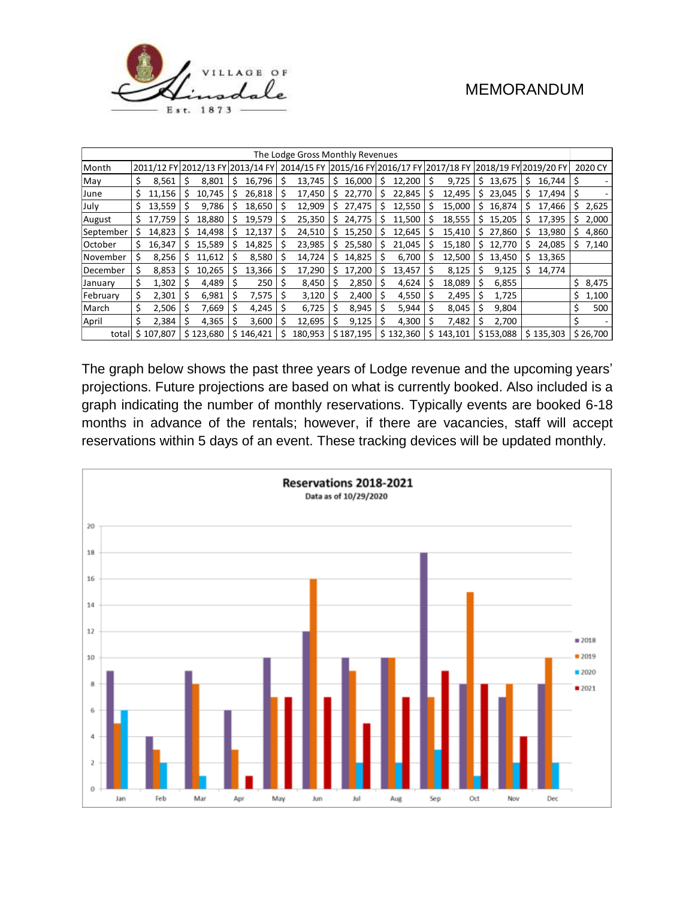| The Lodge Gross Monthly Revenues | | | | | | | | | | |
|---|---|---|---|---|---|---|---|---|---|---|
| Month | 2011/12 FY | 2012/13 FY | 2013/14 FY | 2014/15 FY | 2015/16 FY | 2016/17 FY | 2017/18 FY | 2018/19 FY | 2019/20 FY | 2020 CY |
| May | $ 8,561 | $ 8,801 | $ 16,796 | $ 13,745 | $ 16,000 | $ 12,200 | $ 9,725 | $ 13,675 | $ 16,744 | $ - |
| June | $ 11,156 | $ 10,745 | $ 26,818 | $ 17,450 | $ 22,770 | $ 22,845 | $ 12,495 | $ 23,045 | $ 17,494 | $ - |
| July | $ 13,559 | $ 9,786 | $ 18,650 | $ 12,909 | $ 27,475 | $ 12,550 | $ 15,000 | $ 16,874 | $ 17,466 | $ 2,625 |
| August | $ 17,759 | $ 18,880 | $ 19,579 | $ 25,350 | $ 24,775 | $ 11,500 | $ 18,555 | $ 15,205 | $ 17,395 | $ 2,000 |
| September | $ 14,823 | $ 14,498 | $ 12,137 | $ 24,510 | $ 15,250 | $ 12,645 | $ 15,410 | $ 27,860 | $ 13,980 | $ 4,860 |
| October | $ 16,347 | $ 15,589 | $ 14,825 | $ 23,985 | $ 25,580 | $ 21,045 | $ 15,180 | $ 12,770 | $ 24,085 | $ 7,140 |
| November | $ 8,256 | $ 11,612 | $ 8,580 | $ 14,724 | $ 14,825 | $ 6,700 | $ 12,500 | $ 13,450 | $ 13,365 | |
| December | $ 8,853 | $ 10,265 | $ 13,366 | $ 17,290 | $ 17,200 | $ 13,457 | $ 8,125 | $ 9,125 | $ 14,774 | |
| January | $ 1,302 | $ 4,489 | $ 250 | $ 8,450 | $ 2,850 | $ 4,624 | $ 18,089 | $ 6,855 | | $ 8,475 |
| February | $ 2,301 | $ 6,981 | $ 7,575 | $ 3,120 | $ 2,400 | $ 4,550 | $ 2,495 | $ 1,725 | | $ 1,100 |
| March | $ 2,506 | $ 7,669 | $ 4,245 | $ 6,725 | $ 8,945 | $ 5,944 | $ 8,045 | $ 9,804 | | $ 500 |
| April | $ 2,384 | $ 4,365 | $ 3,600 | $ 12,695 | $ 9,125 | $ 4,300 | $ 7,482 | $ 2,700 | | $ - |
| total | $ 107,807 | $ 123,680 | $ 146,421 | $ 180,953 | $ 187,195 | $ 132,360 | $ 143,101 | $ 153,088 | $ 135,303 | $ 26,700 |

The graph below shows the past three years of Lodge revenue and the upcoming years' projections. Future projections are based on what is currently booked. Also included is a graph indicating the number of monthly reservations. Typically events are booked 6-18 months in advance of the rentals; however, if there are vacancies, staff will accept reservations within 5 days of an event. These tracking devices will be updated monthly.

**Reservations 2018-2021**
Data as of 10/29/2020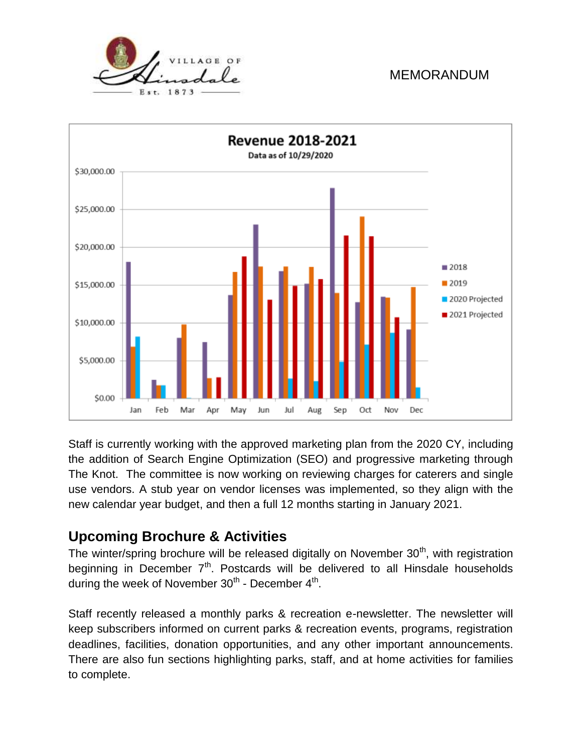**Revenue 2018-2021**

Data as of 10/29/2020

Staff is currently working with the approved marketing plan from the 2020 CY, including the addition of Search Engine Optimization (SEO) and progressive marketing through The Knot. The committee is now working on reviewing charges for caterers and single use vendors. A stub year on vendor licenses was implemented, so they align with the new calendar year budget, and then a full 12 months starting in January 2021.

## Upcoming Brochure & Activities

The winter/spring brochure will be released digitally on November 30th, with registration beginning in December 7th. Postcards will be delivered to all Hinsdale households during the week of November 30th - December 4th.

Staff recently released a monthly parks & recreation e-newsletter. The newsletter will keep subscribers informed on current parks & recreation events, programs, registration deadlines, facilities, donation opportunities, and any other important announcements. There are also fun sections highlighting parks, staff, and at home activities for families to complete.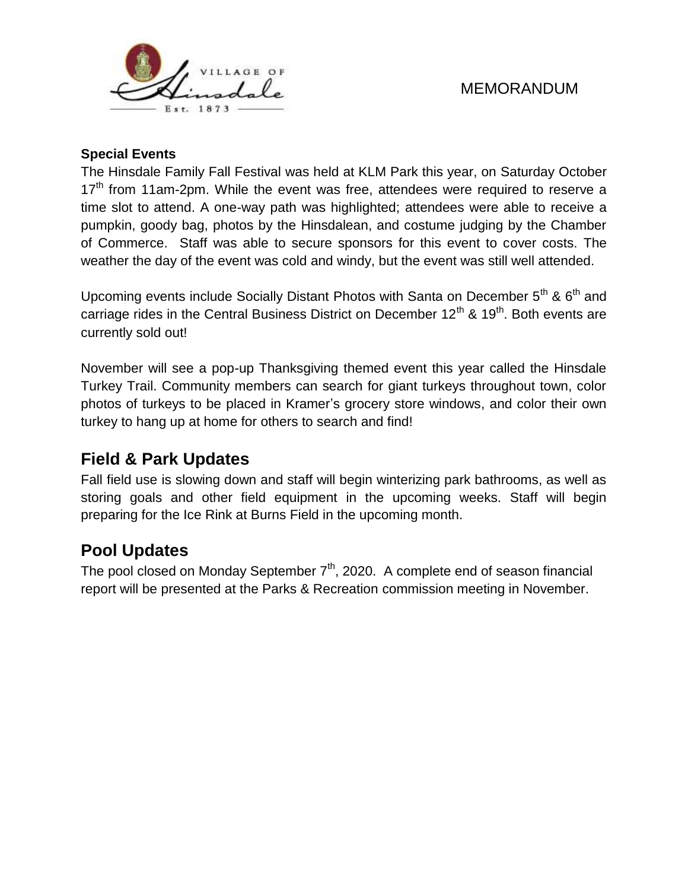MEMORANDUM

**Special Events**

The Hinsdale Family Fall Festival was held at KLM Park this year, on Saturday October 17th from 11am-2pm. While the event was free, attendees were required to reserve a time slot to attend. A one-way path was highlighted; attendees were able to receive a pumpkin, goody bag, photos by the Hinsdalean, and costume judging by the Chamber of Commerce. Staff was able to secure sponsors for this event to cover costs. The weather the day of the event was cold and windy, but the event was still well attended.

Upcoming events include Socially Distant Photos with Santa on December 5th & 6th and carriage rides in the Central Business District on December 12th & 19th. Both events are currently sold out!

November will see a pop-up Thanksgiving themed event this year called the Hinsdale Turkey Trail. Community members can search for giant turkeys throughout town, color photos of turkeys to be placed in Kramer's grocery store windows, and color their own turkey to hang up at home for others to search and find!

## Field & Park Updates

Fall field use is slowing down and staff will begin winterizing park bathrooms, as well as storing goals and other field equipment in the upcoming weeks. Staff will begin preparing for the Ice Rink at Burns Field in the upcoming month.

## Pool Updates

The pool closed on Monday September 7th, 2020. A complete end of season financial report will be presented at the Parks & Recreation commission meeting in November.